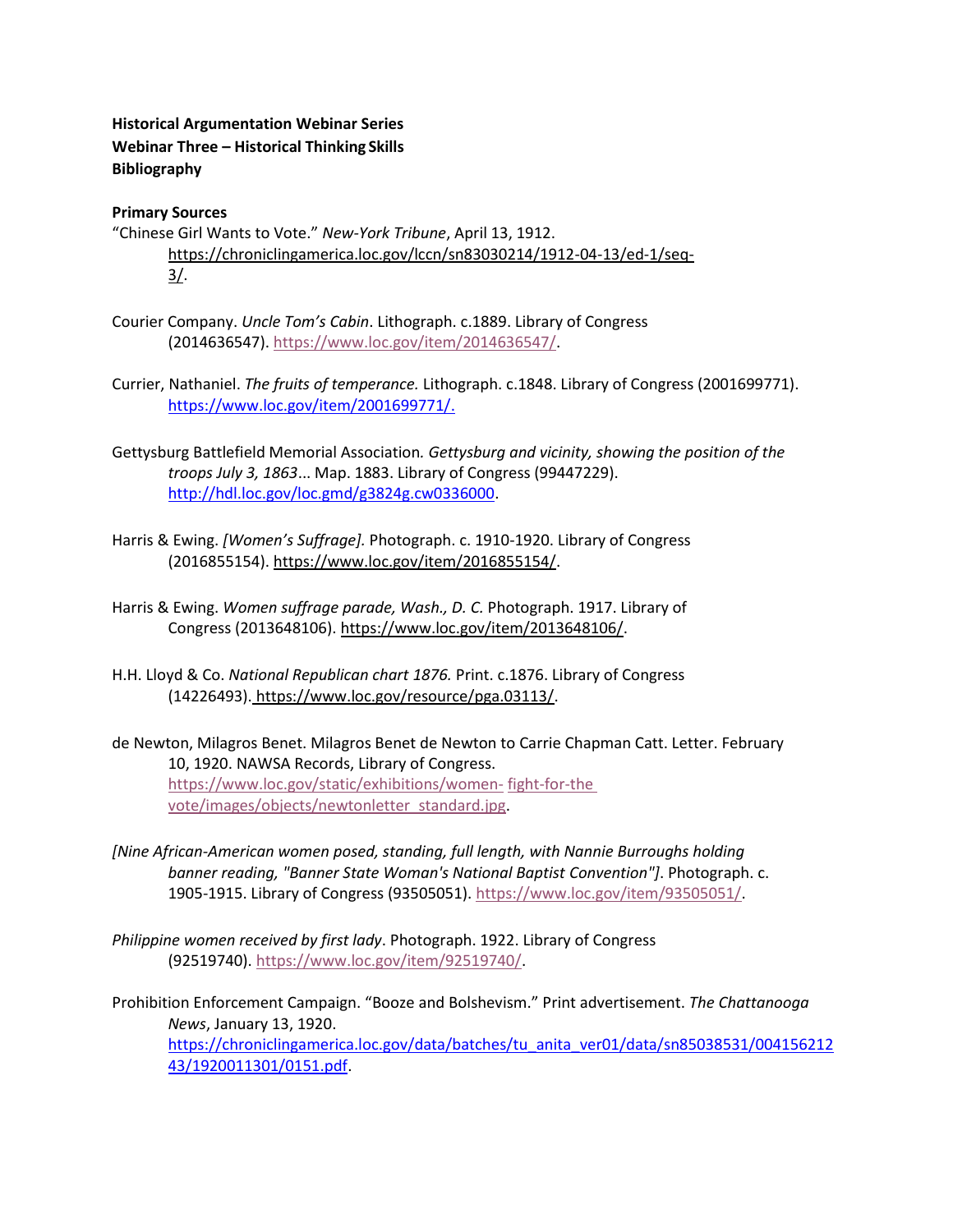**Historical Argumentation Webinar Series**
**Webinar Three – Historical Thinking Skills**
**Bibliography**

**Primary Sources**

"Chinese Girl Wants to Vote." *New-York Tribune*, April 13, 1912. https://chroniclingamerica.loc.gov/lccn/sn83030214/1912-04-13/ed-1/seq-3/.

Courier Company. *Uncle Tom's Cabin*. Lithograph. c.1889. Library of Congress (2014636547). https://www.loc.gov/item/2014636547/.

Currier, Nathaniel. *The fruits of temperance.* Lithograph. c.1848. Library of Congress (2001699771). https://www.loc.gov/item/2001699771/.

Gettysburg Battlefield Memorial Association*. Gettysburg and vicinity, showing the position of the troops July 3, 1863*... Map. 1883. Library of Congress (99447229). http://hdl.loc.gov/loc.gmd/g3824g.cw0336000.

Harris & Ewing. *[Women's Suffrage].* Photograph. c. 1910-1920. Library of Congress (2016855154). https://www.loc.gov/item/2016855154/.

Harris & Ewing. *Women suffrage parade, Wash., D. C.* Photograph. 1917. Library of Congress (2013648106). https://www.loc.gov/item/2013648106/.

H.H. Lloyd & Co. *National Republican chart 1876.* Print. c.1876. Library of Congress (14226493). https://www.loc.gov/resource/pga.03113/.

de Newton, Milagros Benet. Milagros Benet de Newton to Carrie Chapman Catt. Letter. February 10, 1920. NAWSA Records, Library of Congress. https://www.loc.gov/static/exhibitions/women-fight-for-the-vote/images/objects/newtonletter_standard.jpg.

*[Nine African-American women posed, standing, full length, with Nannie Burroughs holding banner reading, "Banner State Woman's National Baptist Convention"]*. Photograph. c. 1905-1915. Library of Congress (93505051). https://www.loc.gov/item/93505051/.

*Philippine women received by first lady*. Photograph. 1922. Library of Congress (92519740). https://www.loc.gov/item/92519740/.

Prohibition Enforcement Campaign. "Booze and Bolshevism." Print advertisement. *The Chattanooga News*, January 13, 1920. https://chroniclingamerica.loc.gov/data/batches/tu_anita_ver01/data/sn85038531/00415621243/1920011301/0151.pdf.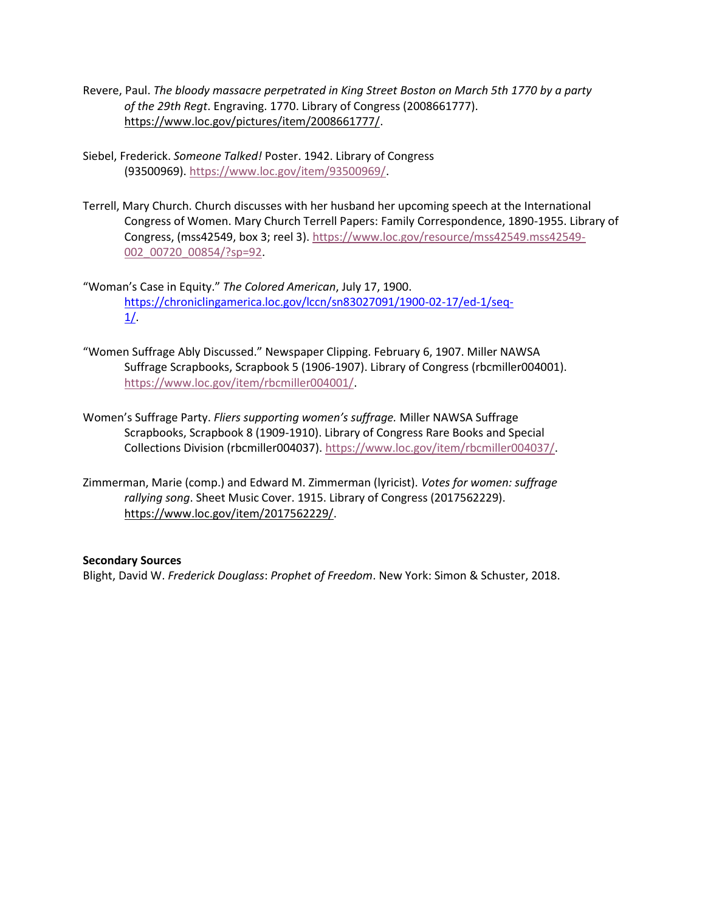Revere, Paul. *The bloody massacre perpetrated in King Street Boston on March 5th 1770 by a party of the 29th Regt*. Engraving. 1770. Library of Congress (2008661777). https://www.loc.gov/pictures/item/2008661777/.

Siebel, Frederick. *Someone Talked!* Poster. 1942. Library of Congress (93500969). https://www.loc.gov/item/93500969/.

Terrell, Mary Church. Church discusses with her husband her upcoming speech at the International Congress of Women. Mary Church Terrell Papers: Family Correspondence, 1890-1955. Library of Congress, (mss42549, box 3; reel 3). https://www.loc.gov/resource/mss42549.mss42549-002_00720_00854/?sp=92.

"Woman's Case in Equity." *The Colored American*, July 17, 1900. https://chroniclingamerica.loc.gov/lccn/sn83027091/1900-02-17/ed-1/seq-1/.

"Women Suffrage Ably Discussed." Newspaper Clipping. February 6, 1907. Miller NAWSA Suffrage Scrapbooks, Scrapbook 5 (1906-1907). Library of Congress (rbcmiller004001). https://www.loc.gov/item/rbcmiller004001/.

Women's Suffrage Party. *Fliers supporting women's suffrage.* Miller NAWSA Suffrage Scrapbooks, Scrapbook 8 (1909-1910). Library of Congress Rare Books and Special Collections Division (rbcmiller004037). https://www.loc.gov/item/rbcmiller004037/.

Zimmerman, Marie (comp.) and Edward M. Zimmerman (lyricist). *Votes for women: suffrage rallying song*. Sheet Music Cover. 1915. Library of Congress (2017562229). https://www.loc.gov/item/2017562229/.

**Secondary Sources**

Blight, David W. *Frederick Douglass*: *Prophet of Freedom*. New York: Simon & Schuster, 2018.